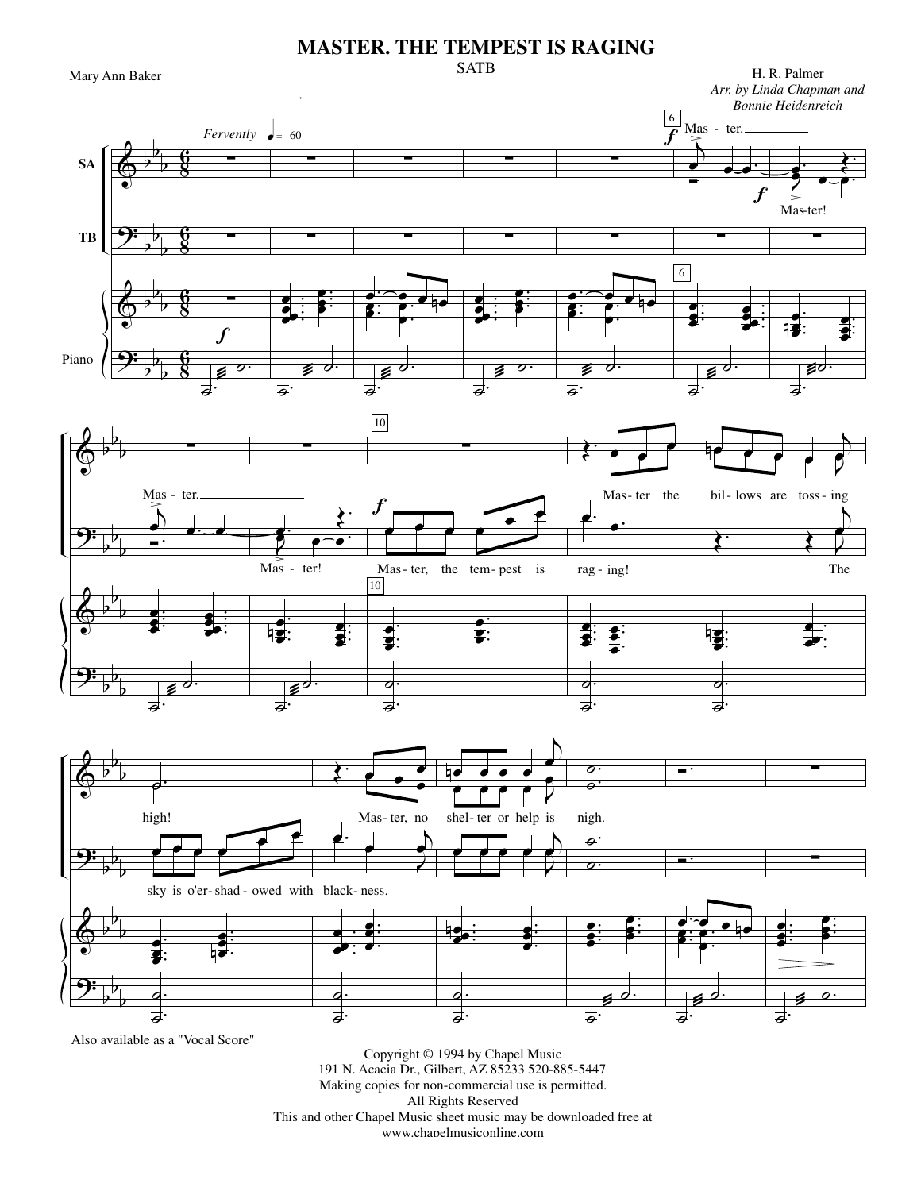# MASTER. THE TEMPEST IS RAGING

SATB

Mary Ann Baker

H. R. Palmer
*Arr. by Linda Chapman and Bonnie Heidenreich*

*Fervently* ♩. = 60

Also available as a "Vocal Score"

Copyright © 1994 by Chapel Music
191 N. Acacia Dr., Gilbert, AZ 85233 520-885-5447
Making copies for non-commercial use is permitted.
All Rights Reserved
This and other Chapel Music sheet music may be downloaded free at
www.chapelmusiconline.com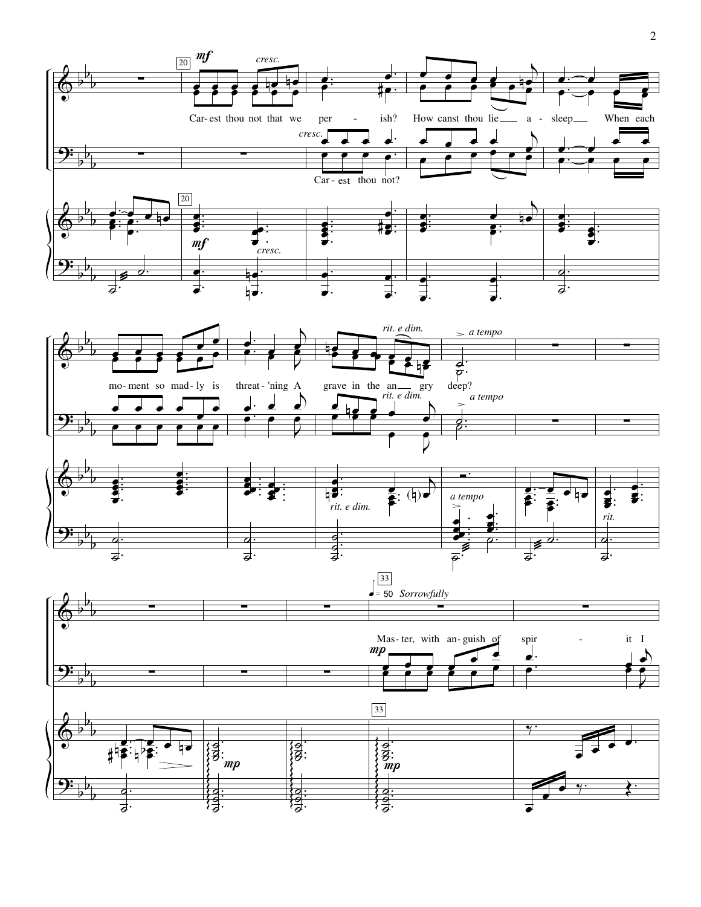20

*mf* *cresc.*

Car-est thou not that we per - ish? How canst thou lie a - sleep When each

*cresc.*

Car - est thou not?

*mf* *cresc.*

mo-ment so mad-ly is threat-'ning A grave in the an gry deep?

*rit. e dim.* *a tempo*

*rit. e dim.* *a tempo*

*rit. e dim.* *a tempo* *rit.*

33

♩ = 50 *Sorrowfully*

*mp*

Mas-ter, with an-guish of spir - it I

*mp* *mp*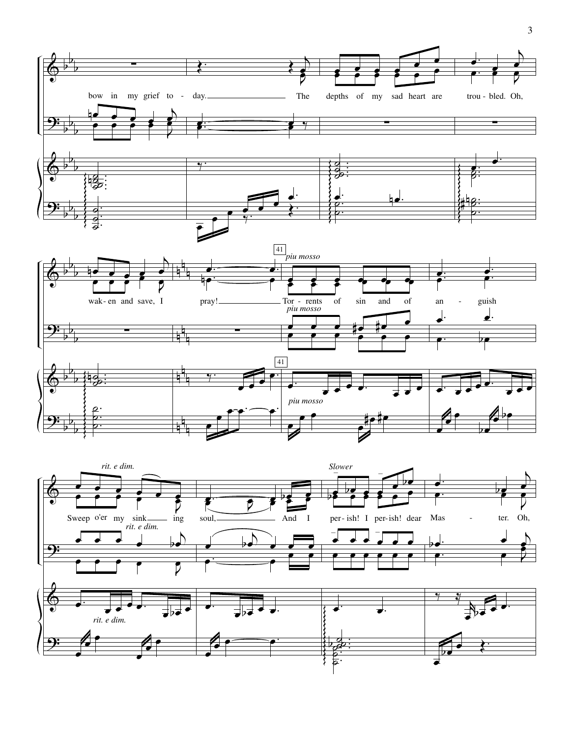bow in my grief to - day. The depths of my sad heart are trou - bled. Oh, wak - en and save, I pray!

41 *piu mosso*

Tor - rents of sin and of an - guish

*rit. e dim.*

Sweep o'er my sink - ing soul, And I

*Slower*

per - ish! I per - ish! dear Mas - ter. Oh,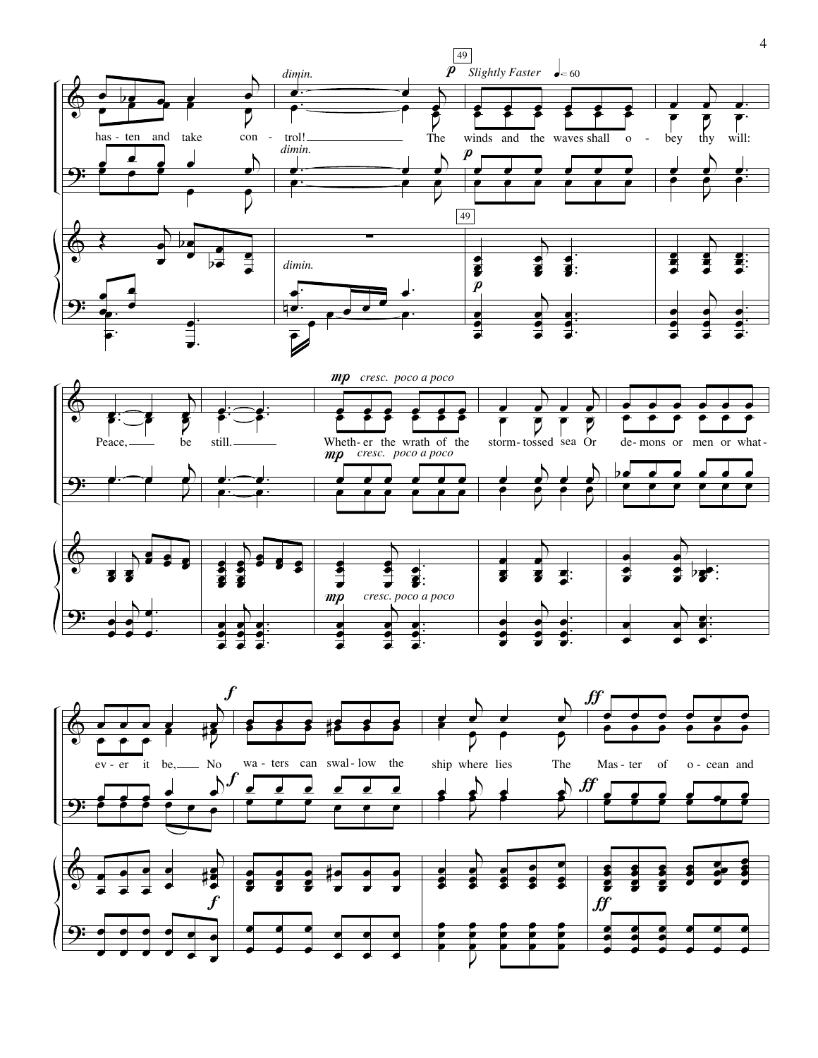*dimin.* — **49** — ***p*** *Slightly Faster* ♩ = 60

has - ten and take con - trol! The winds and the waves shall o - bey thy will:

Peace, be still.

***mp*** *cresc. poco a poco*

Wheth - er the wrath of the storm - tossed sea Or de - mons or men or what - ev - er it be,

***f***

No wa - ters can swal - low the ship where lies

***ff***

The Mas - ter of o - cean and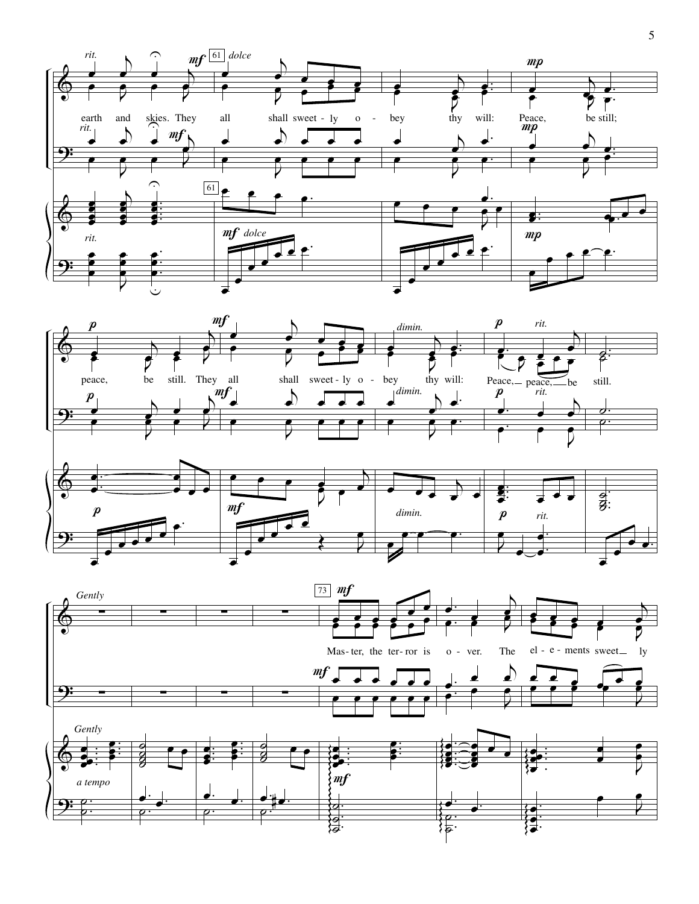*rit.* *mf* 61 *dolce* *mp*

earth and skies. They all shall sweet - ly o - bey thy will: Peace, be still;

*p* *mf* *dimin.* *p* *rit.*

peace, be still. They all shall sweet - ly o - bey thy will: Peace, peace, be still.

*Gently* 73 *mf*

Mas - ter, the ter - ror is o - ver. The el - e - ments sweet ly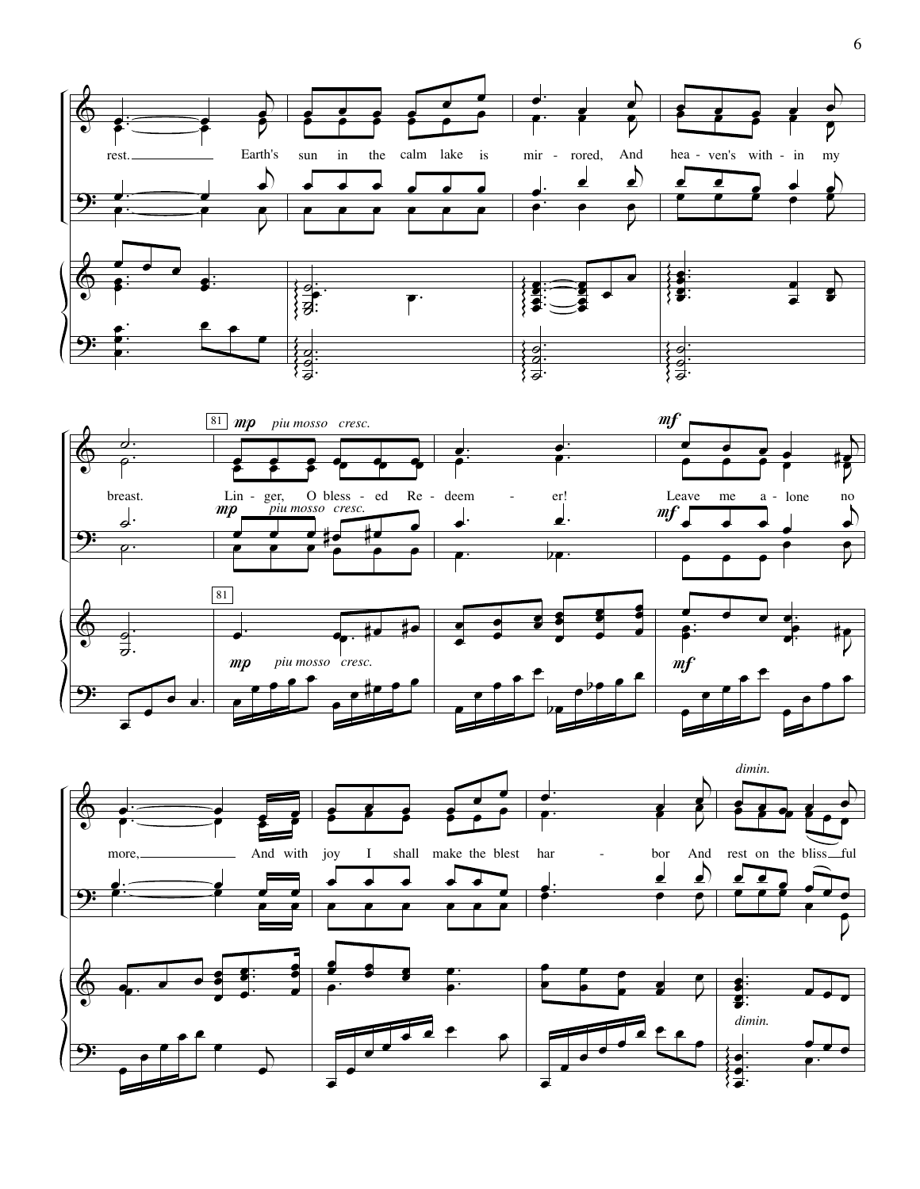rest. Earth's sun in the calm lake is mir - rored, And hea - ven's with - in my

breast. Lin - ger, O bless - ed Re - deem - er! Leave me a - lone no

*mp* *piu mosso cresc.* *mf*

more, And with joy I shall make the blest har - bor And rest on the bliss - ful

*dimin.*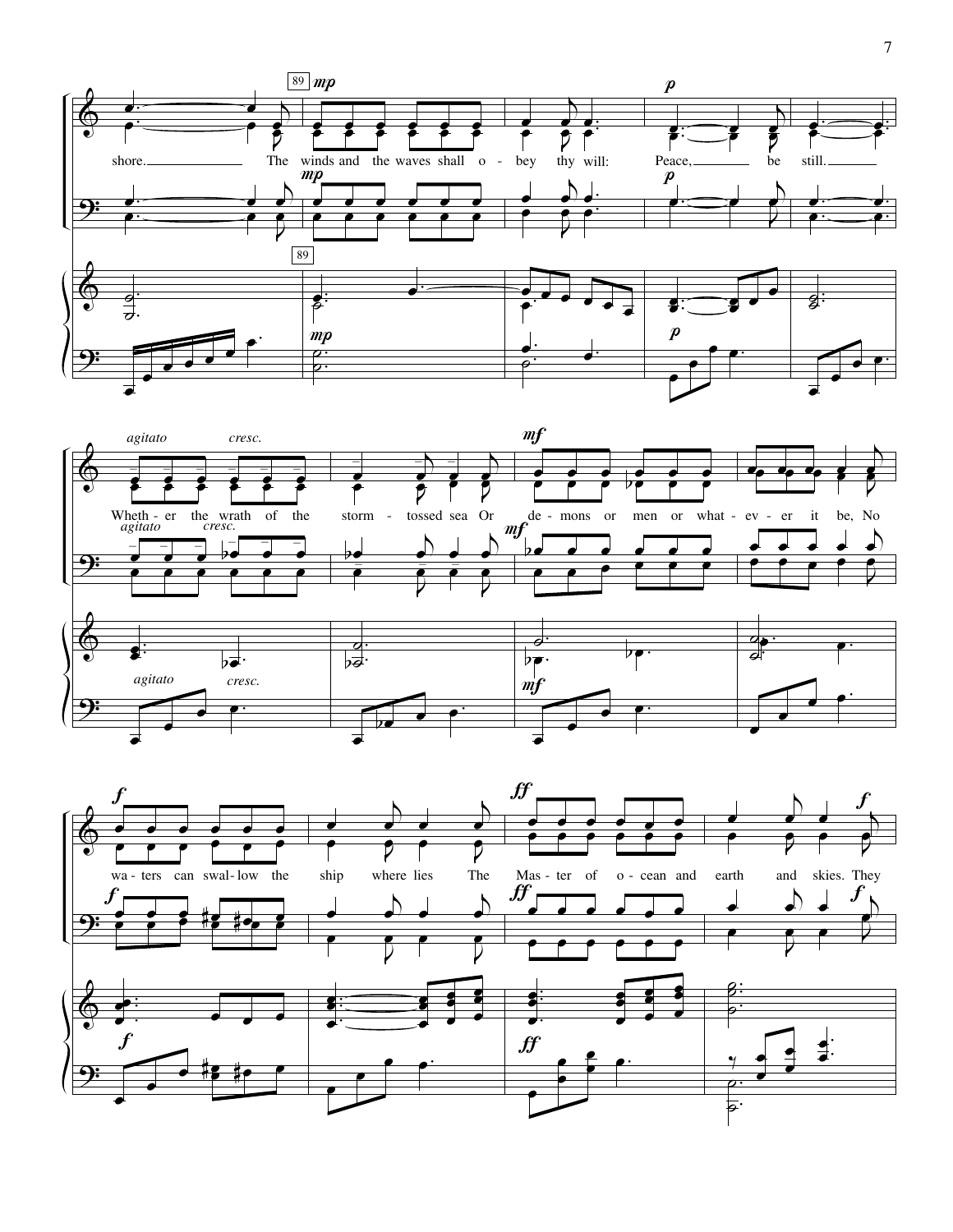shore. The winds and the waves shall o - bey thy will: Peace, be still.

Wheth - er the wrath of the storm - tossed sea Or de - mons or men or what - ev - er it be, No

wa - ters can swal - low the ship where lies The Mas - ter of o - cean and earth and skies. They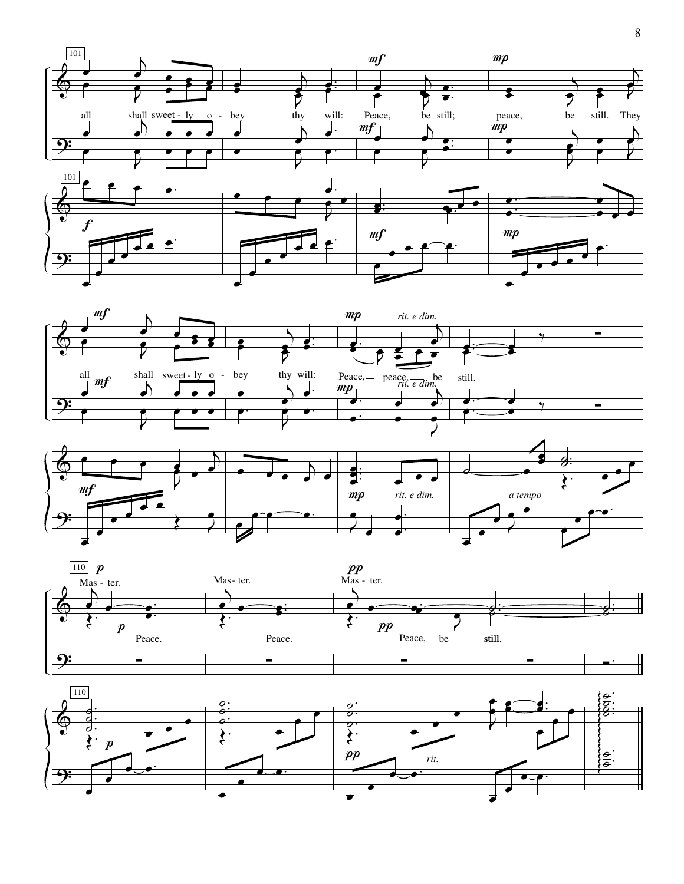101

all shall sweet - ly o - bey thy will: Peace, be still; peace, be still. They

all shall sweet - ly o - bey thy will: Peace, peace, be still.

*mf* *mp* *f* *rit. e dim.* *a tempo*

110

Mas - ter. Mas - ter. Mas - ter.

Peace. Peace. Peace, be still.

*p* *pp* *rit.*